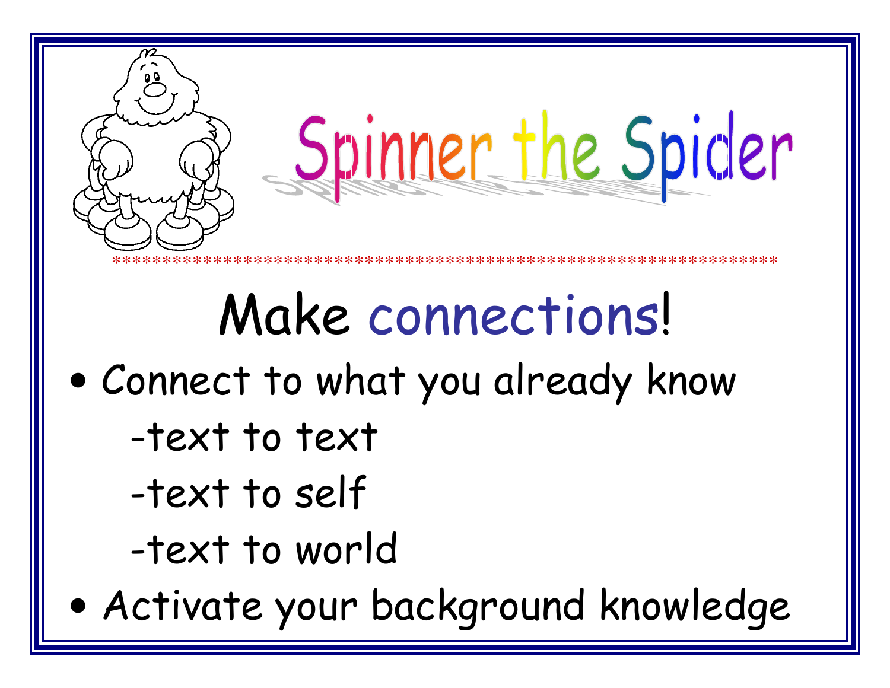# Spinner the Spider

******************************************************************

## Make connections!

- Connect to what you already know
  - -text to text
  - -text to self
  - -text to world
- Activate your background knowledge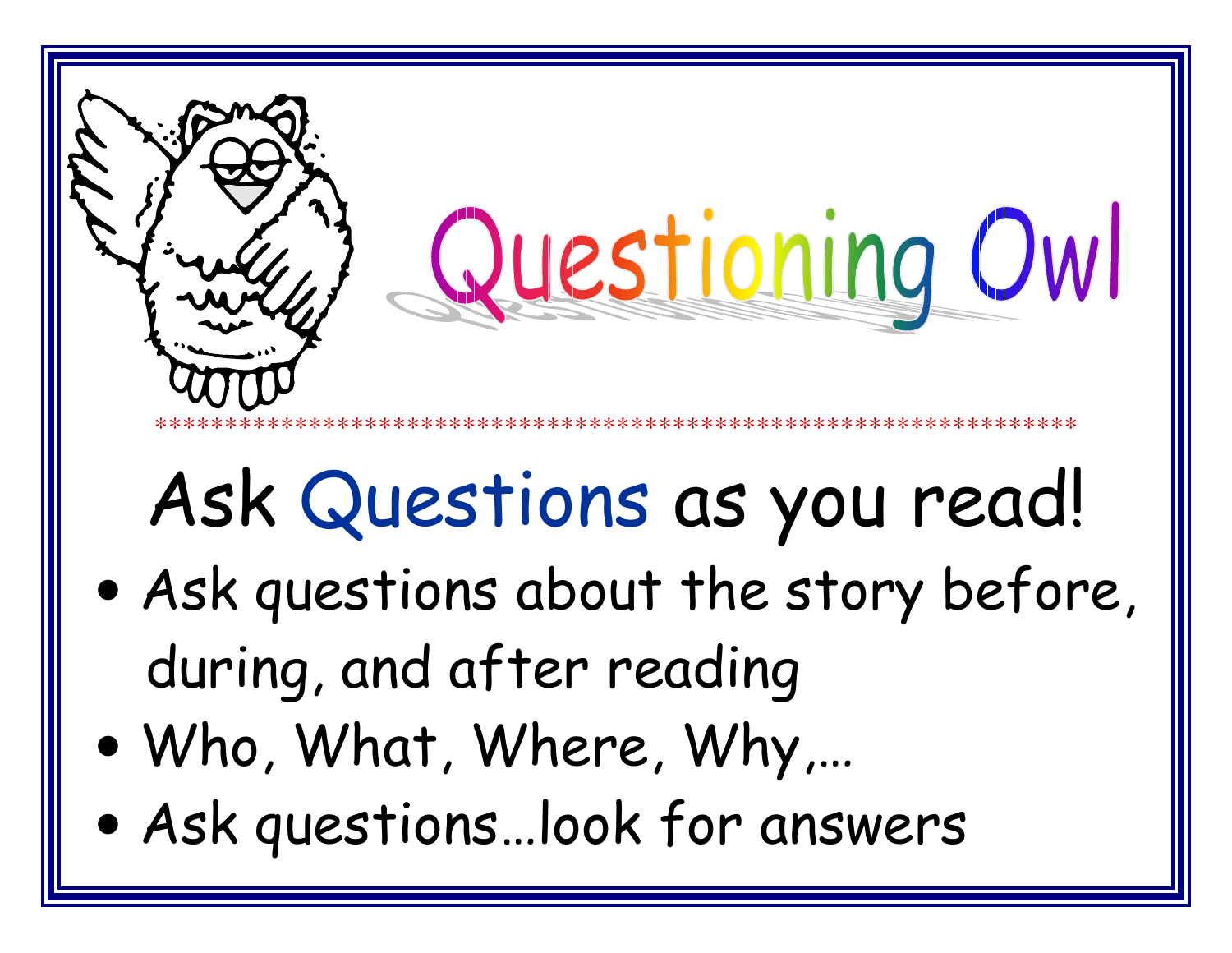# Questioning Owl

*****************************************************************

## Ask Questions as you read!

- Ask questions about the story before, during, and after reading
- Who, What, Where, Why,…
- Ask questions…look for answers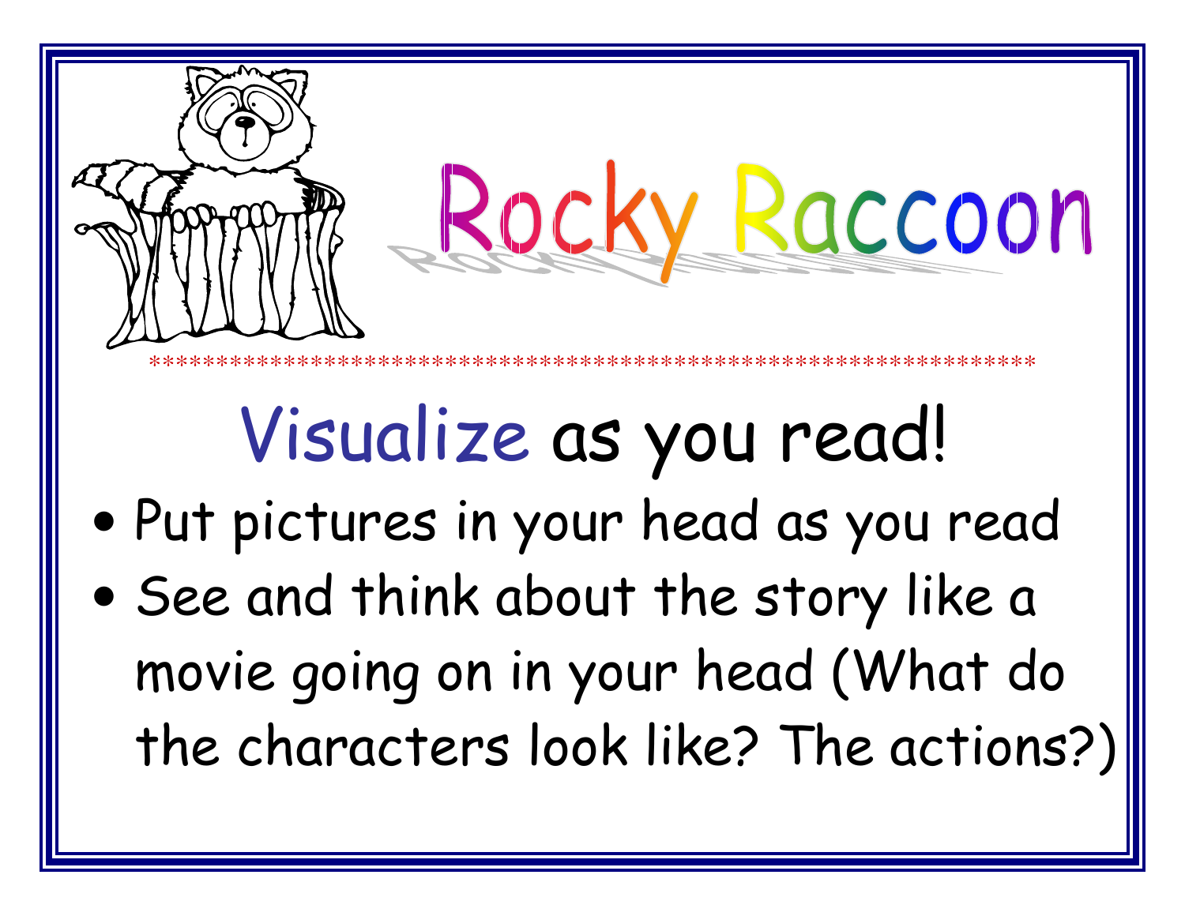# Rocky Raccoon

*********************************************************************

## Visualize as you read!

- Put pictures in your head as you read
- See and think about the story like a movie going on in your head (What do the characters look like? The actions?)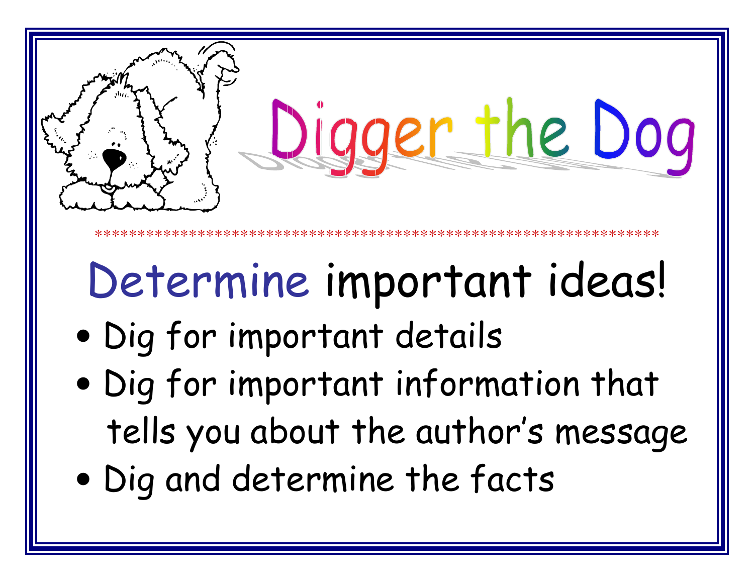# Digger the Dog

*****************************************************************

## Determine important ideas!

- Dig for important details
- Dig for important information that tells you about the author's message
- Dig and determine the facts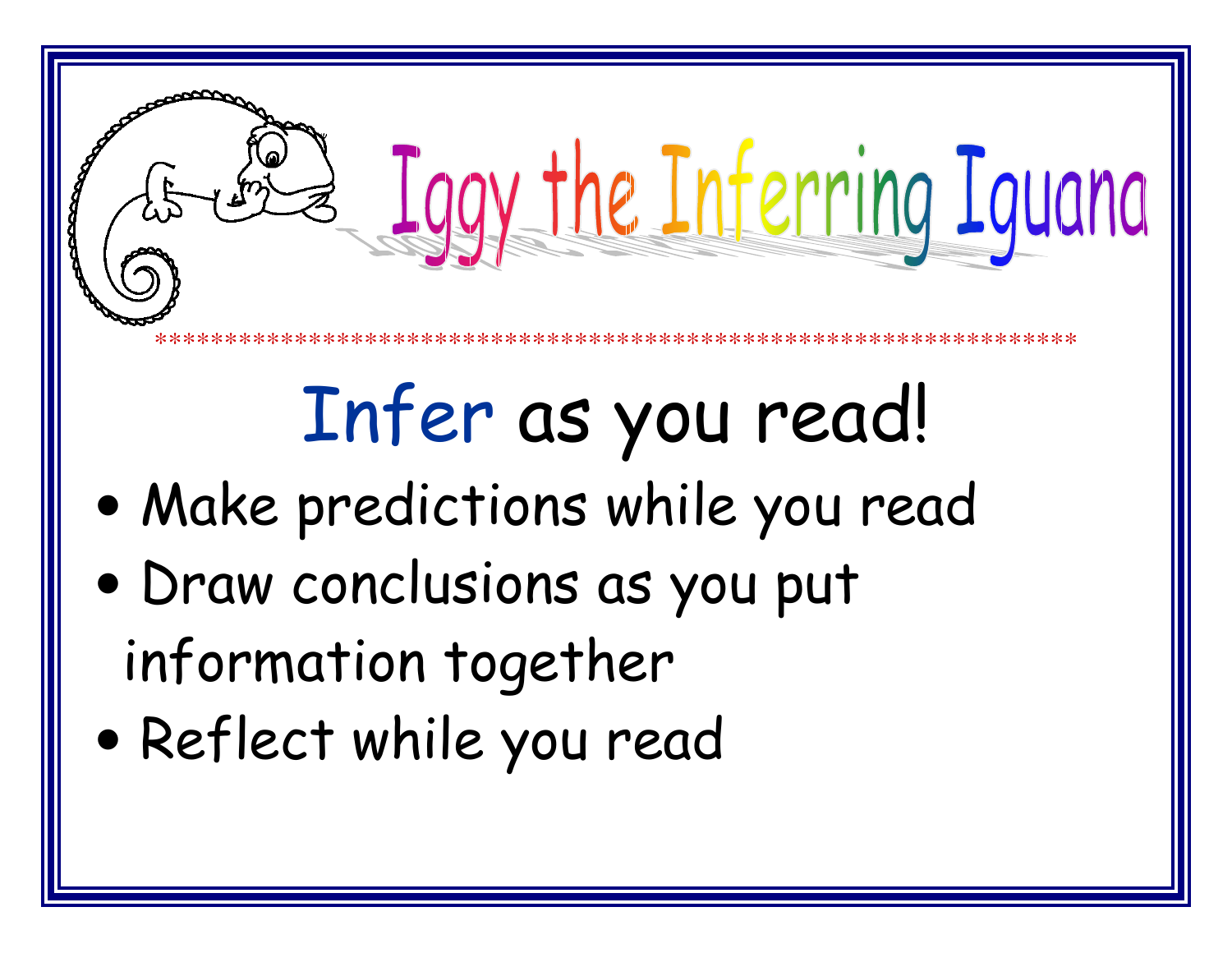# Iggy the Inferring Iguana

*******************************************************************

## Infer as you read!

- Make predictions while you read
- Draw conclusions as you put information together
- Reflect while you read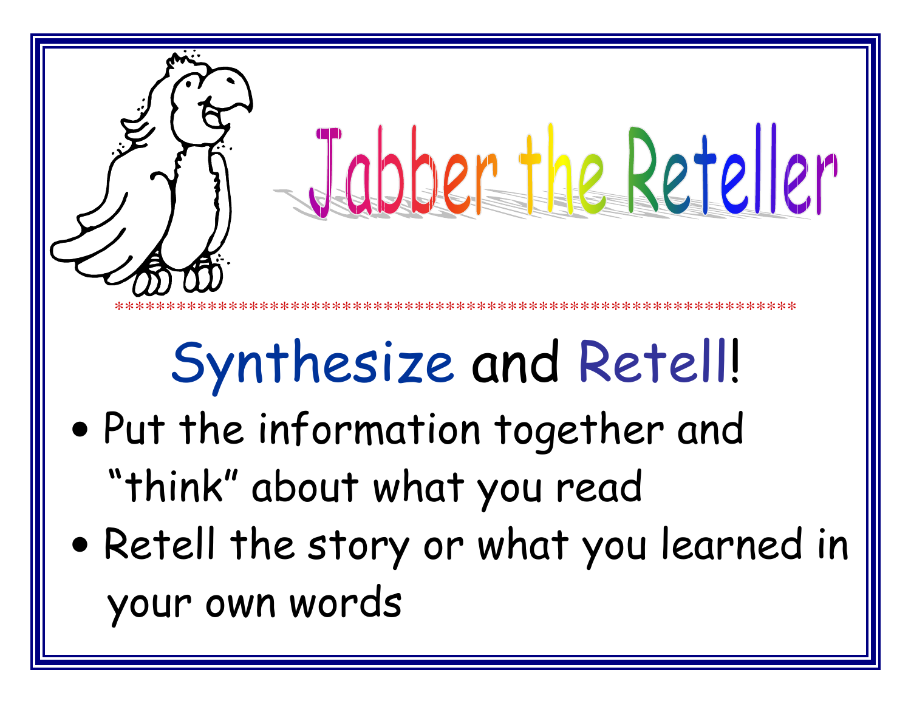# Jabber the Reteller

*******************************************************************

## Synthesize and Retell!

- Put the information together and "think" about what you read
- Retell the story or what you learned in your own words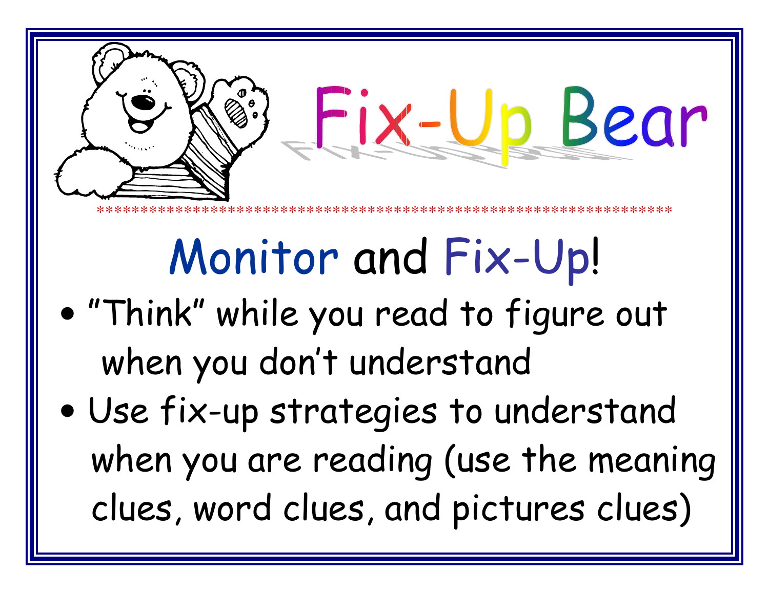# Fix-Up Bear

*******************************************************************

## Monitor and Fix-Up!

- "Think" while you read to figure out when you don't understand
- Use fix-up strategies to understand when you are reading (use the meaning clues, word clues, and pictures clues)